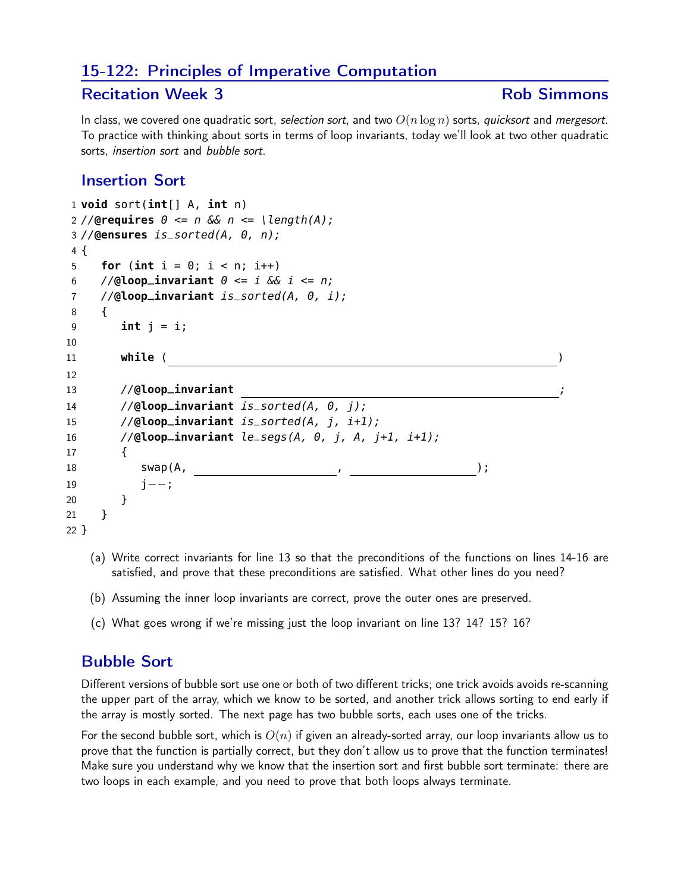## 15-122: Principles of Imperative Computation

### Recitation Week 3 — Rob Simmons

In class, we covered one quadratic sort, *selection sort*, and two $O(n \log n)$ sorts, *quicksort* and *mergesort*. To practice with thinking about sorts in terms of loop invariants, today we'll look at two other quadratic sorts, *insertion sort* and *bubble sort*.

### Insertion Sort

```
1  void sort(int[] A, int n)
2  //@requires 0 <= n && n <= \length(A);
3  //@ensures is_sorted(A, 0, n);
4  {
5     for (int i = 0; i < n; i++)
6     //@loop_invariant 0 <= i && i <= n;
7     //@loop_invariant is_sorted(A, 0, i);
8     {
9        int j = i;
10
11       while (______________________________________________)
12
13       //@loop_invariant ____________________________________;
14       //@loop_invariant is_sorted(A, 0, j);
15       //@loop_invariant is_sorted(A, j, i+1);
16       //@loop_invariant le_segs(A, 0, j, A, j+1, i+1);
17       {
18          swap(A, _________________, ________________);
19          j--;
20       }
21    }
22 }
```

(a) Write correct invariants for line 13 so that the preconditions of the functions on lines 14-16 are satisfied, and prove that these preconditions are satisfied. What other lines do you need?

(b) Assuming the inner loop invariants are correct, prove the outer ones are preserved.

(c) What goes wrong if we're missing just the loop invariant on line 13? 14? 15? 16?

### Bubble Sort

Different versions of bubble sort use one or both of two different tricks; one trick avoids avoids re-scanning the upper part of the array, which we know to be sorted, and another trick allows sorting to end early if the array is mostly sorted. The next page has two bubble sorts, each uses one of the tricks.

For the second bubble sort, which is $O(n)$ if given an already-sorted array, our loop invariants allow us to prove that the function is partially correct, but they don't allow us to prove that the function terminates! Make sure you understand why we know that the insertion sort and first bubble sort terminate: there are two loops in each example, and you need to prove that both loops always terminate.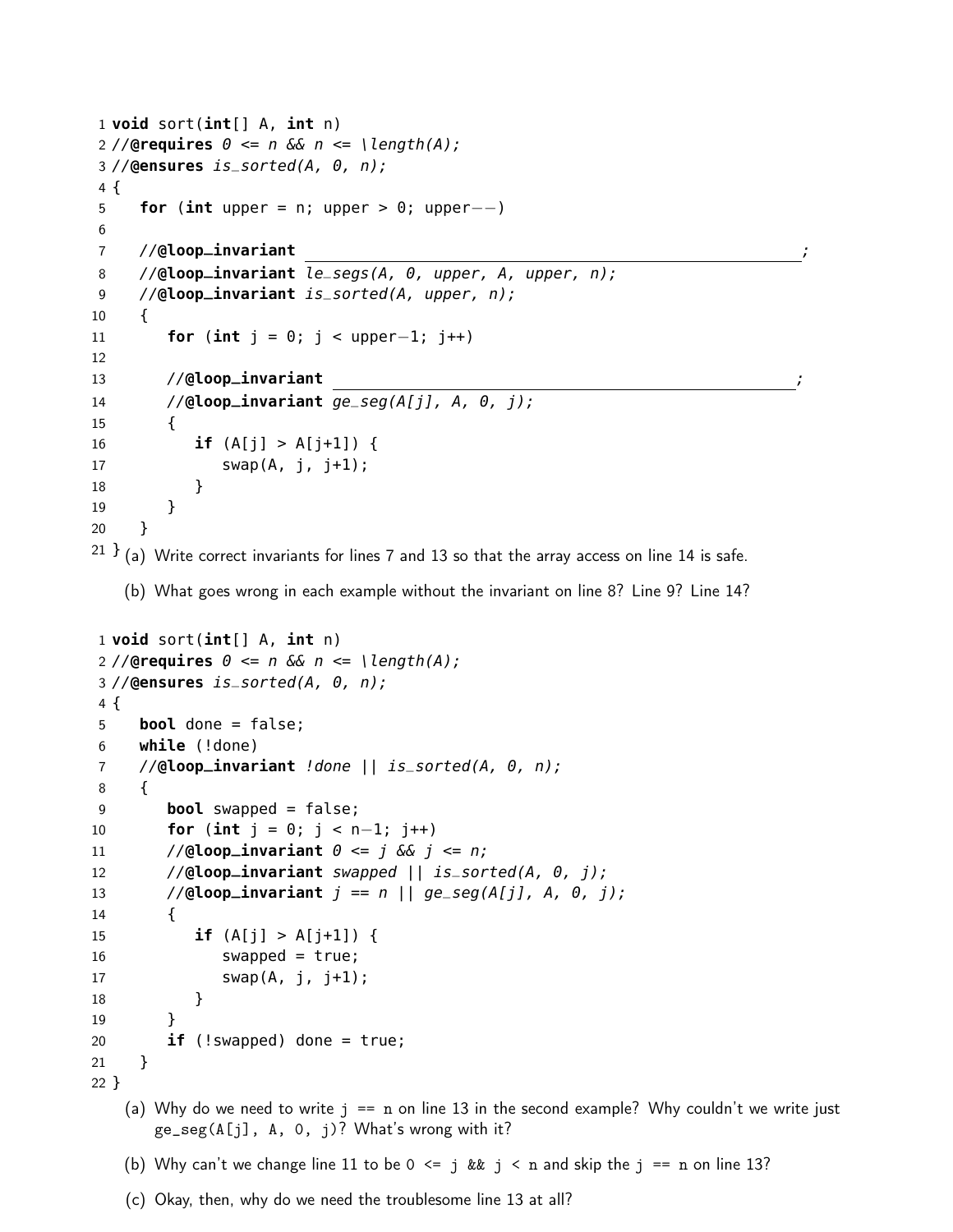```
1 void sort(int[] A, int n)
2 //@requires 0 <= n && n <= \length(A);
3 //@ensures is_sorted(A, 0, n);
4 {
5    for (int upper = n; upper > 0; upper--)
6
7    //@loop_invariant ________________________________________________;
8    //@loop_invariant le_segs(A, 0, upper, A, upper, n);
9    //@loop_invariant is_sorted(A, upper, n);
10   {
11      for (int j = 0; j < upper-1; j++)
12
13      //@loop_invariant ____________________________________________;
14      //@loop_invariant ge_seg(A[j], A, 0, j);
15      {
16         if (A[j] > A[j+1]) {
17            swap(A, j, j+1);
18         }
19      }
20   }
21 }
```

(a) Write correct invariants for lines 7 and 13 so that the array access on line 14 is safe.

(b) What goes wrong in each example without the invariant on line 8? Line 9? Line 14?

```
1 void sort(int[] A, int n)
2 //@requires 0 <= n && n <= \length(A);
3 //@ensures is_sorted(A, 0, n);
4 {
5    bool done = false;
6    while (!done)
7    //@loop_invariant !done || is_sorted(A, 0, n);
8    {
9       bool swapped = false;
10      for (int j = 0; j < n-1; j++)
11      //@loop_invariant 0 <= j && j <= n;
12      //@loop_invariant swapped || is_sorted(A, 0, j);
13      //@loop_invariant j == n || ge_seg(A[j], A, 0, j);
14      {
15         if (A[j] > A[j+1]) {
16            swapped = true;
17            swap(A, j, j+1);
18         }
19      }
20      if (!swapped) done = true;
21   }
22 }
```

(a) Why do we need to write `j == n` on line 13 in the second example? Why couldn't we write just `ge_seg(A[j], A, 0, j)`? What's wrong with it?

(b) Why can't we change line 11 to be `0 <= j && j < n` and skip the `j == n` on line 13?

(c) Okay, then, why do we need the troublesome line 13 at all?